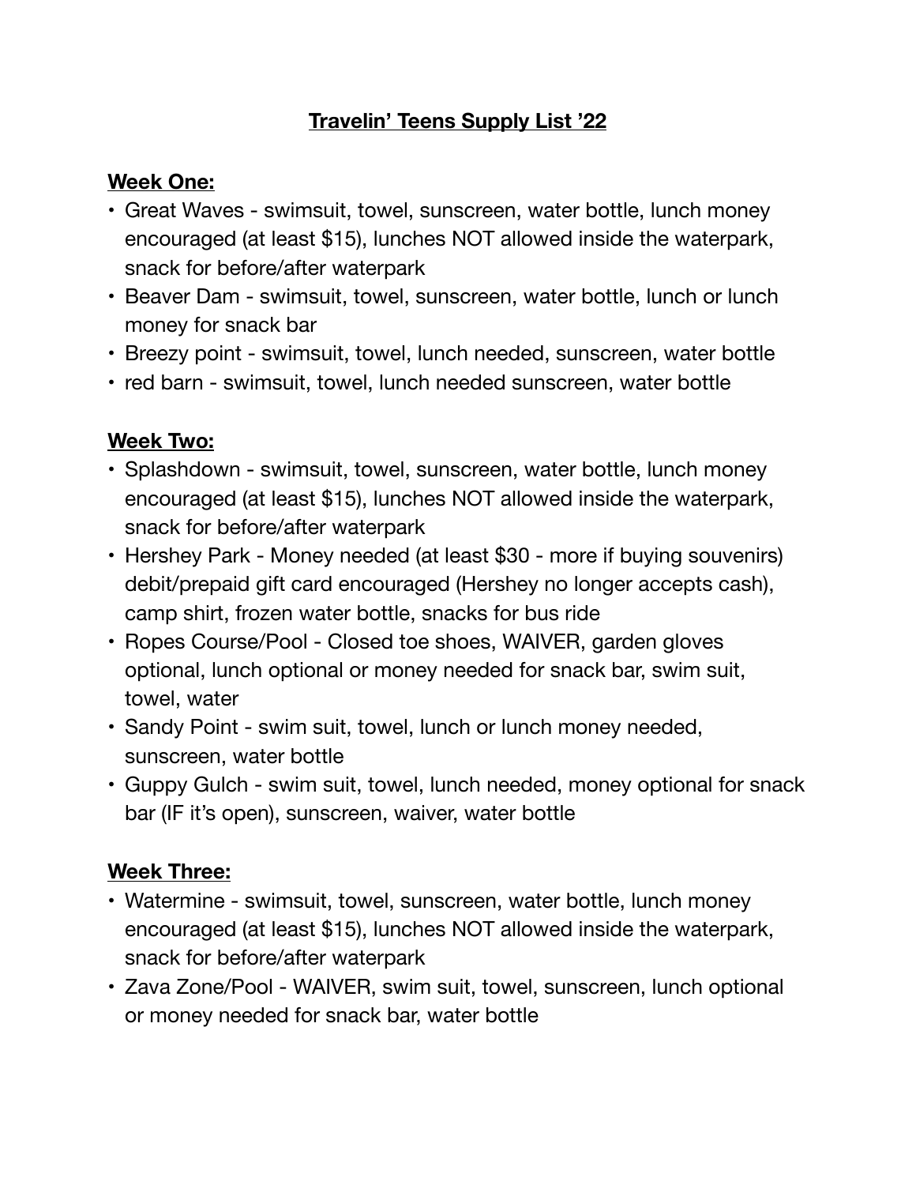# **Travelin' Teens Supply List '22**

**Week One:**

- Great Waves - swimsuit, towel, sunscreen, water bottle, lunch money encouraged (at least $15), lunches NOT allowed inside the waterpark, snack for before/after waterpark
- Beaver Dam - swimsuit, towel, sunscreen, water bottle, lunch or lunch money for snack bar
- Breezy point - swimsuit, towel, lunch needed, sunscreen, water bottle
- red barn - swimsuit, towel, lunch needed sunscreen, water bottle

**Week Two:**

- Splashdown - swimsuit, towel, sunscreen, water bottle, lunch money encouraged (at least $15), lunches NOT allowed inside the waterpark, snack for before/after waterpark
- Hershey Park - Money needed (at least $30 - more if buying souvenirs) debit/prepaid gift card encouraged (Hershey no longer accepts cash), camp shirt, frozen water bottle, snacks for bus ride
- Ropes Course/Pool - Closed toe shoes, WAIVER, garden gloves optional, lunch optional or money needed for snack bar, swim suit, towel, water
- Sandy Point - swim suit, towel, lunch or lunch money needed, sunscreen, water bottle
- Guppy Gulch - swim suit, towel, lunch needed, money optional for snack bar (IF it's open), sunscreen, waiver, water bottle

**Week Three:**

- Watermine - swimsuit, towel, sunscreen, water bottle, lunch money encouraged (at least $15), lunches NOT allowed inside the waterpark, snack for before/after waterpark
- Zava Zone/Pool - WAIVER, swim suit, towel, sunscreen, lunch optional or money needed for snack bar, water bottle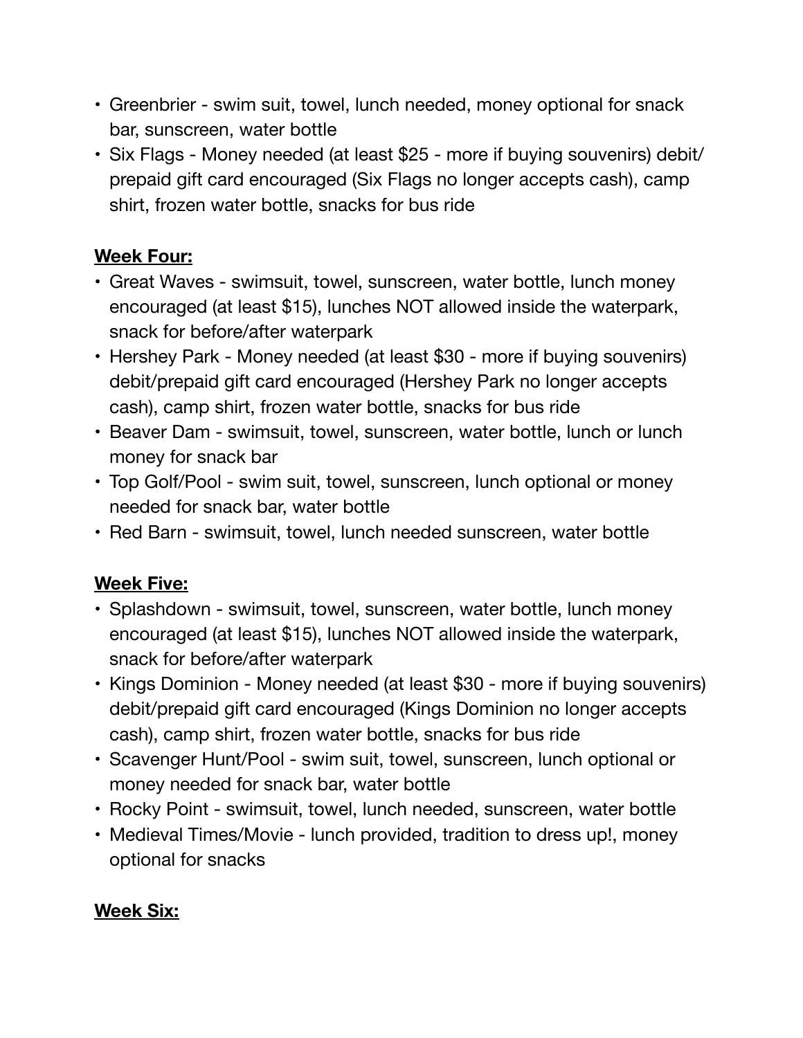- Greenbrier - swim suit, towel, lunch needed, money optional for snack bar, sunscreen, water bottle
- Six Flags - Money needed (at least $25 - more if buying souvenirs) debit/prepaid gift card encouraged (Six Flags no longer accepts cash), camp shirt, frozen water bottle, snacks for bus ride

**Week Four:**

- Great Waves - swimsuit, towel, sunscreen, water bottle, lunch money encouraged (at least $15), lunches NOT allowed inside the waterpark, snack for before/after waterpark
- Hershey Park - Money needed (at least $30 - more if buying souvenirs) debit/prepaid gift card encouraged (Hershey Park no longer accepts cash), camp shirt, frozen water bottle, snacks for bus ride
- Beaver Dam - swimsuit, towel, sunscreen, water bottle, lunch or lunch money for snack bar
- Top Golf/Pool - swim suit, towel, sunscreen, lunch optional or money needed for snack bar, water bottle
- Red Barn - swimsuit, towel, lunch needed sunscreen, water bottle

**Week Five:**

- Splashdown - swimsuit, towel, sunscreen, water bottle, lunch money encouraged (at least $15), lunches NOT allowed inside the waterpark, snack for before/after waterpark
- Kings Dominion - Money needed (at least $30 - more if buying souvenirs) debit/prepaid gift card encouraged (Kings Dominion no longer accepts cash), camp shirt, frozen water bottle, snacks for bus ride
- Scavenger Hunt/Pool - swim suit, towel, sunscreen, lunch optional or money needed for snack bar, water bottle
- Rocky Point - swimsuit, towel, lunch needed, sunscreen, water bottle
- Medieval Times/Movie - lunch provided, tradition to dress up!, money optional for snacks

**Week Six:**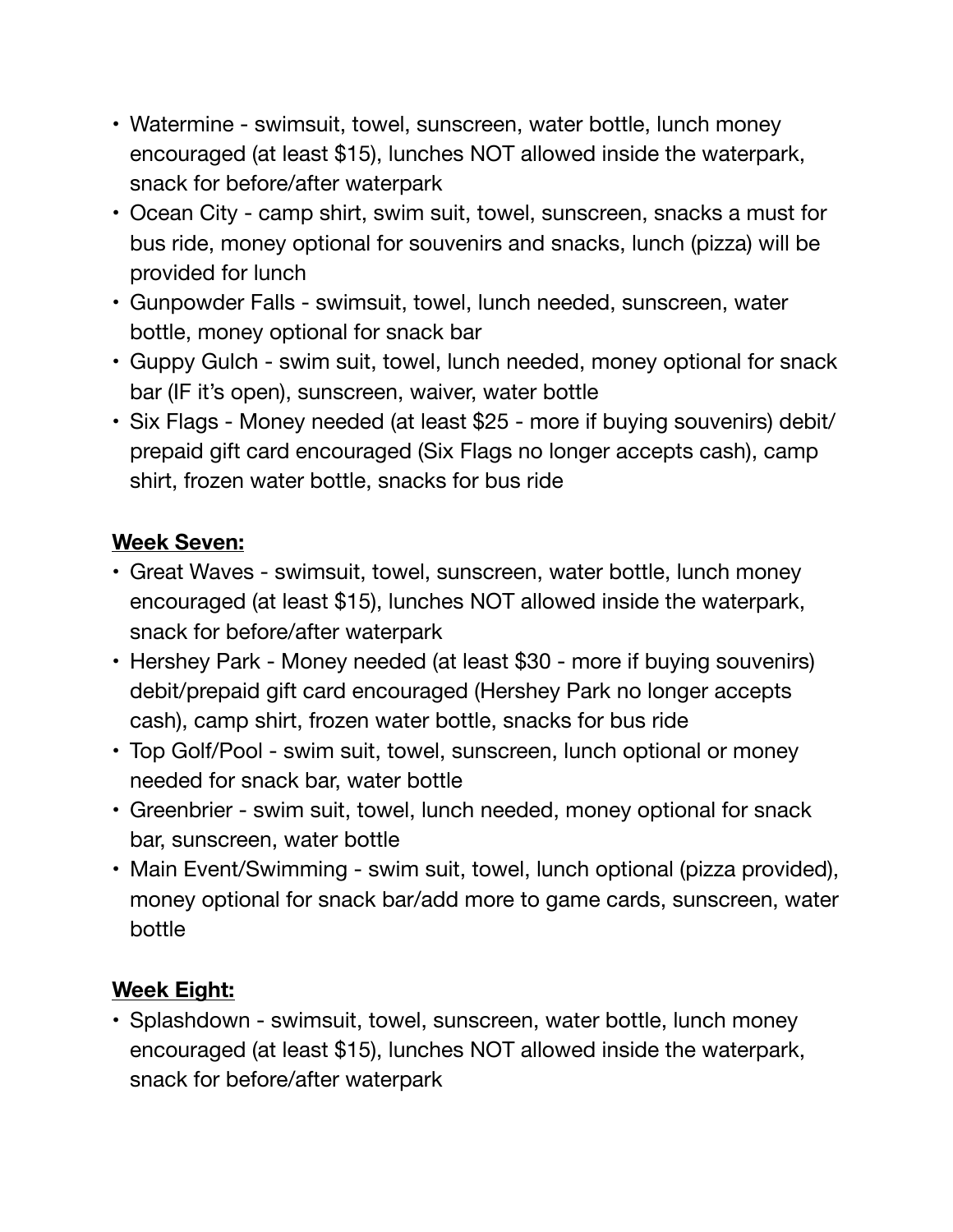- Watermine - swimsuit, towel, sunscreen, water bottle, lunch money encouraged (at least $15), lunches NOT allowed inside the waterpark, snack for before/after waterpark
- Ocean City - camp shirt, swim suit, towel, sunscreen, snacks a must for bus ride, money optional for souvenirs and snacks, lunch (pizza) will be provided for lunch
- Gunpowder Falls - swimsuit, towel, lunch needed, sunscreen, water bottle, money optional for snack bar
- Guppy Gulch - swim suit, towel, lunch needed, money optional for snack bar (IF it's open), sunscreen, waiver, water bottle
- Six Flags - Money needed (at least $25 - more if buying souvenirs) debit/prepaid gift card encouraged (Six Flags no longer accepts cash), camp shirt, frozen water bottle, snacks for bus ride

**<u>Week Seven:</u>**

- Great Waves - swimsuit, towel, sunscreen, water bottle, lunch money encouraged (at least $15), lunches NOT allowed inside the waterpark, snack for before/after waterpark
- Hershey Park - Money needed (at least $30 - more if buying souvenirs) debit/prepaid gift card encouraged (Hershey Park no longer accepts cash), camp shirt, frozen water bottle, snacks for bus ride
- Top Golf/Pool - swim suit, towel, sunscreen, lunch optional or money needed for snack bar, water bottle
- Greenbrier - swim suit, towel, lunch needed, money optional for snack bar, sunscreen, water bottle
- Main Event/Swimming - swim suit, towel, lunch optional (pizza provided), money optional for snack bar/add more to game cards, sunscreen, water bottle

**<u>Week Eight:</u>**

- Splashdown - swimsuit, towel, sunscreen, water bottle, lunch money encouraged (at least $15), lunches NOT allowed inside the waterpark, snack for before/after waterpark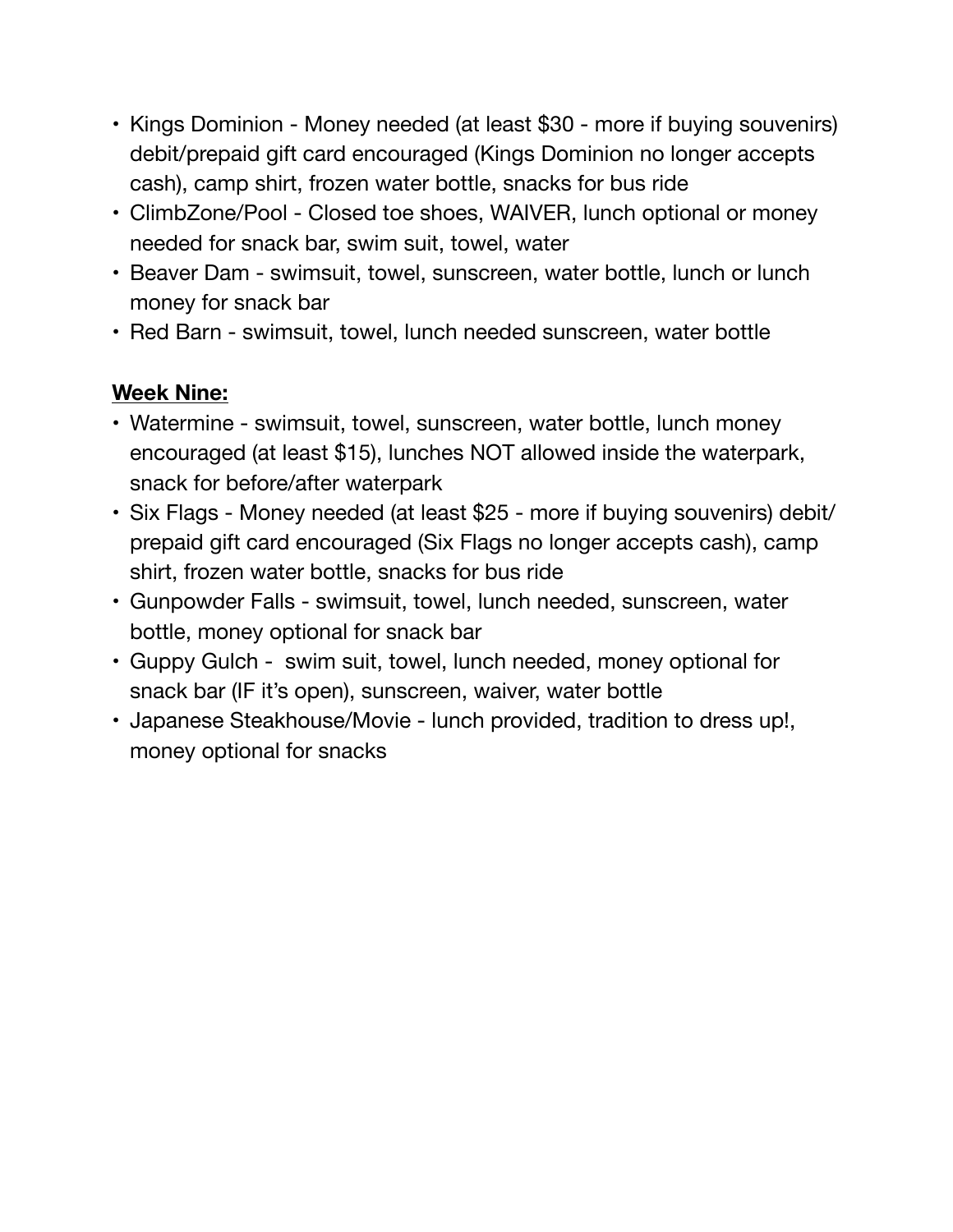- Kings Dominion - Money needed (at least $30 - more if buying souvenirs) debit/prepaid gift card encouraged (Kings Dominion no longer accepts cash), camp shirt, frozen water bottle, snacks for bus ride
- ClimbZone/Pool - Closed toe shoes, WAIVER, lunch optional or money needed for snack bar, swim suit, towel, water
- Beaver Dam - swimsuit, towel, sunscreen, water bottle, lunch or lunch money for snack bar
- Red Barn - swimsuit, towel, lunch needed sunscreen, water bottle

**<u>Week Nine:</u>**

- Watermine - swimsuit, towel, sunscreen, water bottle, lunch money encouraged (at least $15), lunches NOT allowed inside the waterpark, snack for before/after waterpark
- Six Flags - Money needed (at least $25 - more if buying souvenirs) debit/prepaid gift card encouraged (Six Flags no longer accepts cash), camp shirt, frozen water bottle, snacks for bus ride
- Gunpowder Falls - swimsuit, towel, lunch needed, sunscreen, water bottle, money optional for snack bar
- Guppy Gulch - swim suit, towel, lunch needed, money optional for snack bar (IF it's open), sunscreen, waiver, water bottle
- Japanese Steakhouse/Movie - lunch provided, tradition to dress up!, money optional for snacks